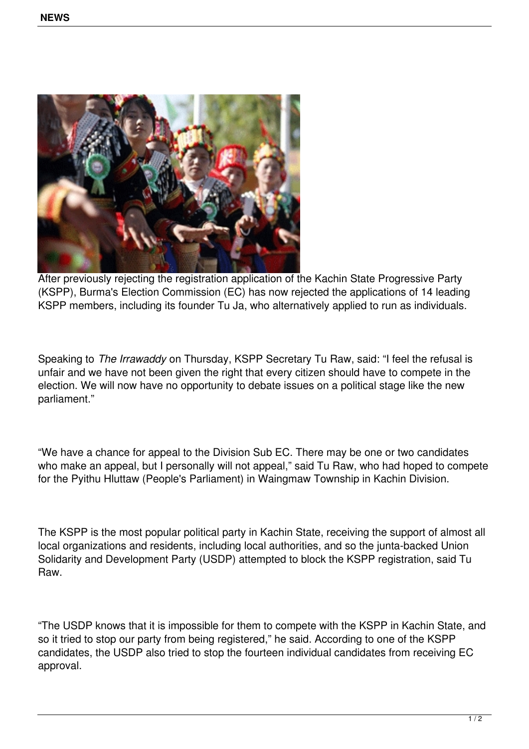After previously rejecting the registration application of the Kachin State Progressive Party (KSPP), Burma's Election Commission (EC) has now rejected the applications of 14 leading KSPP members, including its founder Tu Ja, who alternatively applied to run as individuals.

Speaking to *The Irrawaddy* on Thursday, KSPP Secretary Tu Raw, said: “I feel the refusal is unfair and we have not been given the right that every citizen should have to compete in the election. We will now have no opportunity to debate issues on a political stage like the new parliament.”

“We have a chance for appeal to the Division Sub EC. There may be one or two candidates who make an appeal, but I personally will not appeal,” said Tu Raw, who had hoped to compete for the Pyithu Hluttaw (People's Parliament) in Waingmaw Township in Kachin Division.

The KSPP is the most popular political party in Kachin State, receiving the support of almost all local organizations and residents, including local authorities, and so the junta-backed Union Solidarity and Development Party (USDP) attempted to block the KSPP registration, said Tu Raw.

“The USDP knows that it is impossible for them to compete with the KSPP in Kachin State, and so it tried to stop our party from being registered,” he said. According to one of the KSPP candidates, the USDP also tried to stop the fourteen individual candidates from receiving EC approval.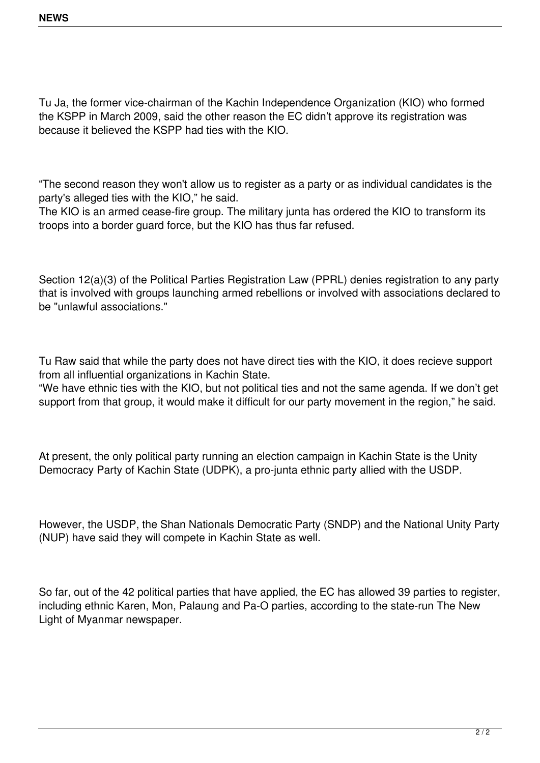Tu Ja, the former vice-chairman of the Kachin Independence Organization (KIO) who formed the KSPP in March 2009, said the other reason the EC didn't approve its registration was because it believed the KSPP had ties with the KIO.

"The second reason they won't allow us to register as a party or as individual candidates is the party's alleged ties with the KIO," he said.
The KIO is an armed cease-fire group. The military junta has ordered the KIO to transform its troops into a border guard force, but the KIO has thus far refused.

Section 12(a)(3) of the Political Parties Registration Law (PPRL) denies registration to any party that is involved with groups launching armed rebellions or involved with associations declared to be "unlawful associations."

Tu Raw said that while the party does not have direct ties with the KIO, it does recieve support from all influential organizations in Kachin State.
"We have ethnic ties with the KIO, but not political ties and not the same agenda. If we don't get support from that group, it would make it difficult for our party movement in the region," he said.

At present, the only political party running an election campaign in Kachin State is the Unity Democracy Party of Kachin State (UDPK), a pro-junta ethnic party allied with the USDP.

However, the USDP, the Shan Nationals Democratic Party (SNDP) and the National Unity Party (NUP) have said they will compete in Kachin State as well.

So far, out of the 42 political parties that have applied, the EC has allowed 39 parties to register, including ethnic Karen, Mon, Palaung and Pa-O parties, according to the state-run The New Light of Myanmar newspaper.